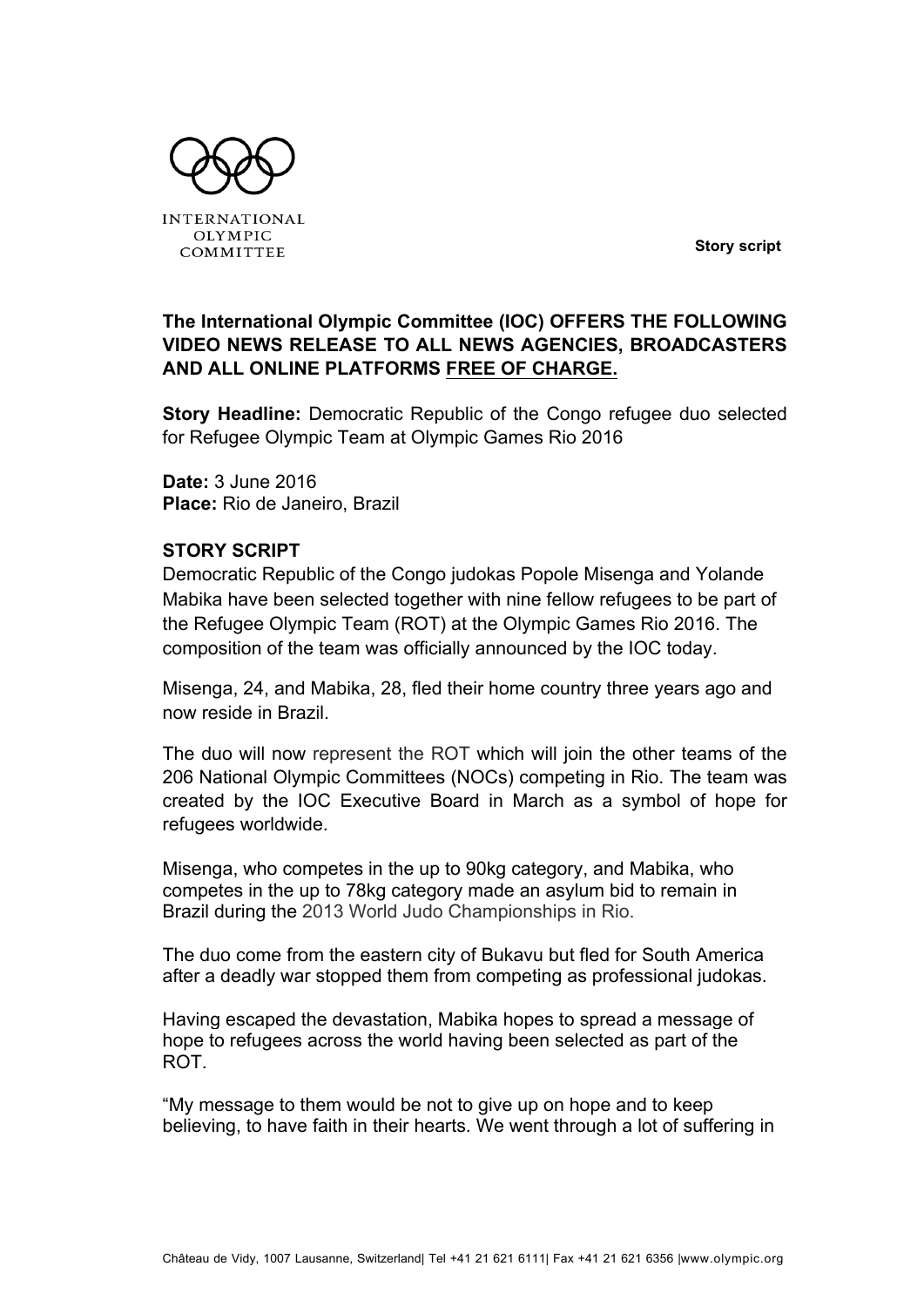INTERNATIONAL OLYMPIC COMMITTEE

**Story script**

**The International Olympic Committee (IOC) OFFERS THE FOLLOWING VIDEO NEWS RELEASE TO ALL NEWS AGENCIES, BROADCASTERS AND ALL ONLINE PLATFORMS FREE OF CHARGE.**

**Story Headline:** Democratic Republic of the Congo refugee duo selected for Refugee Olympic Team at Olympic Games Rio 2016

**Date:** 3 June 2016
**Place:** Rio de Janeiro, Brazil

**STORY SCRIPT**

Democratic Republic of the Congo judokas Popole Misenga and Yolande Mabika have been selected together with nine fellow refugees to be part of the Refugee Olympic Team (ROT) at the Olympic Games Rio 2016. The composition of the team was officially announced by the IOC today.

Misenga, 24, and Mabika, 28, fled their home country three years ago and now reside in Brazil.

The duo will now represent the ROT which will join the other teams of the 206 National Olympic Committees (NOCs) competing in Rio. The team was created by the IOC Executive Board in March as a symbol of hope for refugees worldwide.

Misenga, who competes in the up to 90kg category, and Mabika, who competes in the up to 78kg category made an asylum bid to remain in Brazil during the 2013 World Judo Championships in Rio.

The duo come from the eastern city of Bukavu but fled for South America after a deadly war stopped them from competing as professional judokas.

Having escaped the devastation, Mabika hopes to spread a message of hope to refugees across the world having been selected as part of the ROT.

"My message to them would be not to give up on hope and to keep believing, to have faith in their hearts. We went through a lot of suffering in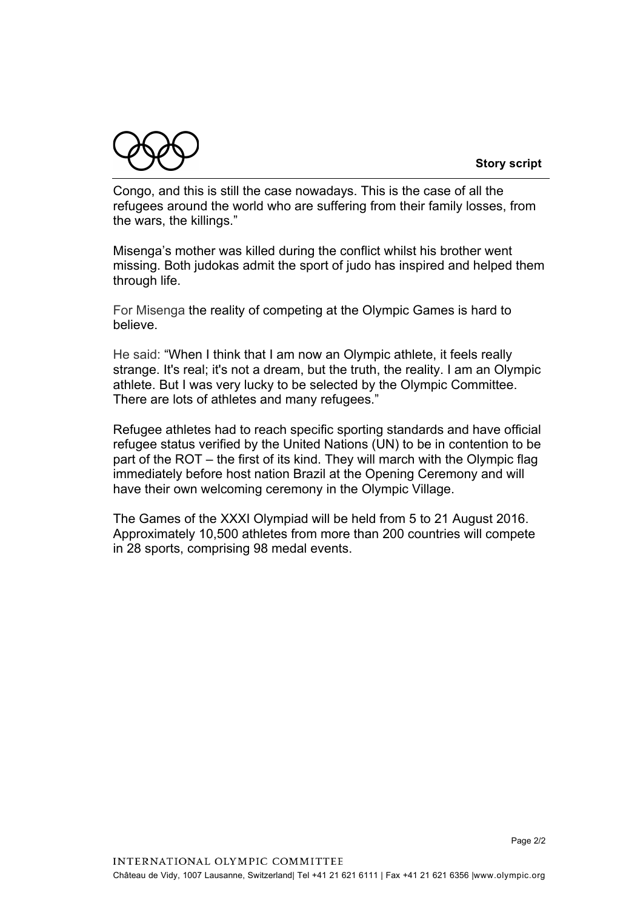Congo, and this is still the case nowadays. This is the case of all the refugees around the world who are suffering from their family losses, from the wars, the killings."

Misenga's mother was killed during the conflict whilst his brother went missing. Both judokas admit the sport of judo has inspired and helped them through life.

For Misenga the reality of competing at the Olympic Games is hard to believe.

He said: "When I think that I am now an Olympic athlete, it feels really strange. It's real; it's not a dream, but the truth, the reality. I am an Olympic athlete. But I was very lucky to be selected by the Olympic Committee. There are lots of athletes and many refugees."

Refugee athletes had to reach specific sporting standards and have official refugee status verified by the United Nations (UN) to be in contention to be part of the ROT – the first of its kind. They will march with the Olympic flag immediately before host nation Brazil at the Opening Ceremony and will have their own welcoming ceremony in the Olympic Village.

The Games of the XXXI Olympiad will be held from 5 to 21 August 2016. Approximately 10,500 athletes from more than 200 countries will compete in 28 sports, comprising 98 medal events.